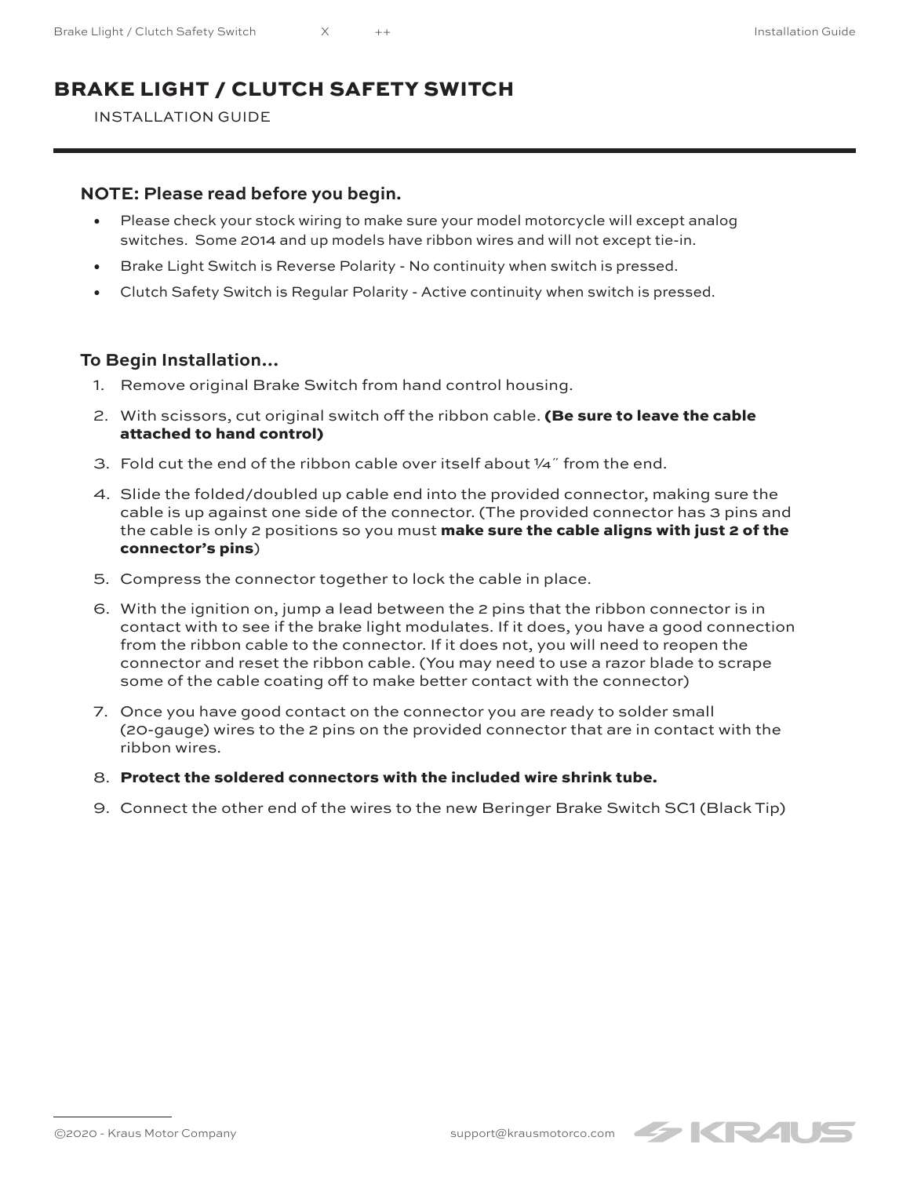# BRAKE LIGHT / CLUTCH SAFETY SWITCH

INSTALLATION GUIDE

### NOTE: Please read before you begin.

- Please check your stock wiring to make sure your model motorcycle will except analog switches.  Some 2014 and up models have ribbon wires and will not except tie-in.
- Brake Light Switch is Reverse Polarity - No continuity when switch is pressed.
- Clutch Safety Switch is Regular Polarity - Active continuity when switch is pressed.

### To Begin Installation...

1. Remove original Brake Switch from hand control housing.
2. With scissors, cut original switch off the ribbon cable. **(Be sure to leave the cable attached to hand control)**
3. Fold cut the end of the ribbon cable over itself about ¼˝ from the end.
4. Slide the folded/doubled up cable end into the provided connector, making sure the cable is up against one side of the connector. (The provided connector has 3 pins and the cable is only 2 positions so you must **make sure the cable aligns with just 2 of the connector's pins**)
5. Compress the connector together to lock the cable in place.
6. With the ignition on, jump a lead between the 2 pins that the ribbon connector is in contact with to see if the brake light modulates. If it does, you have a good connection from the ribbon cable to the connector. If it does not, you will need to reopen the connector and reset the ribbon cable. (You may need to use a razor blade to scrape some of the cable coating off to make better contact with the connector)
7. Once you have good contact on the connector you are ready to solder small (20-gauge) wires to the 2 pins on the provided connector that are in contact with the ribbon wires.
8. **Protect the soldered connectors with the included wire shrink tube.**
9. Connect the other end of the wires to the new Beringer Brake Switch SC1 (Black Tip)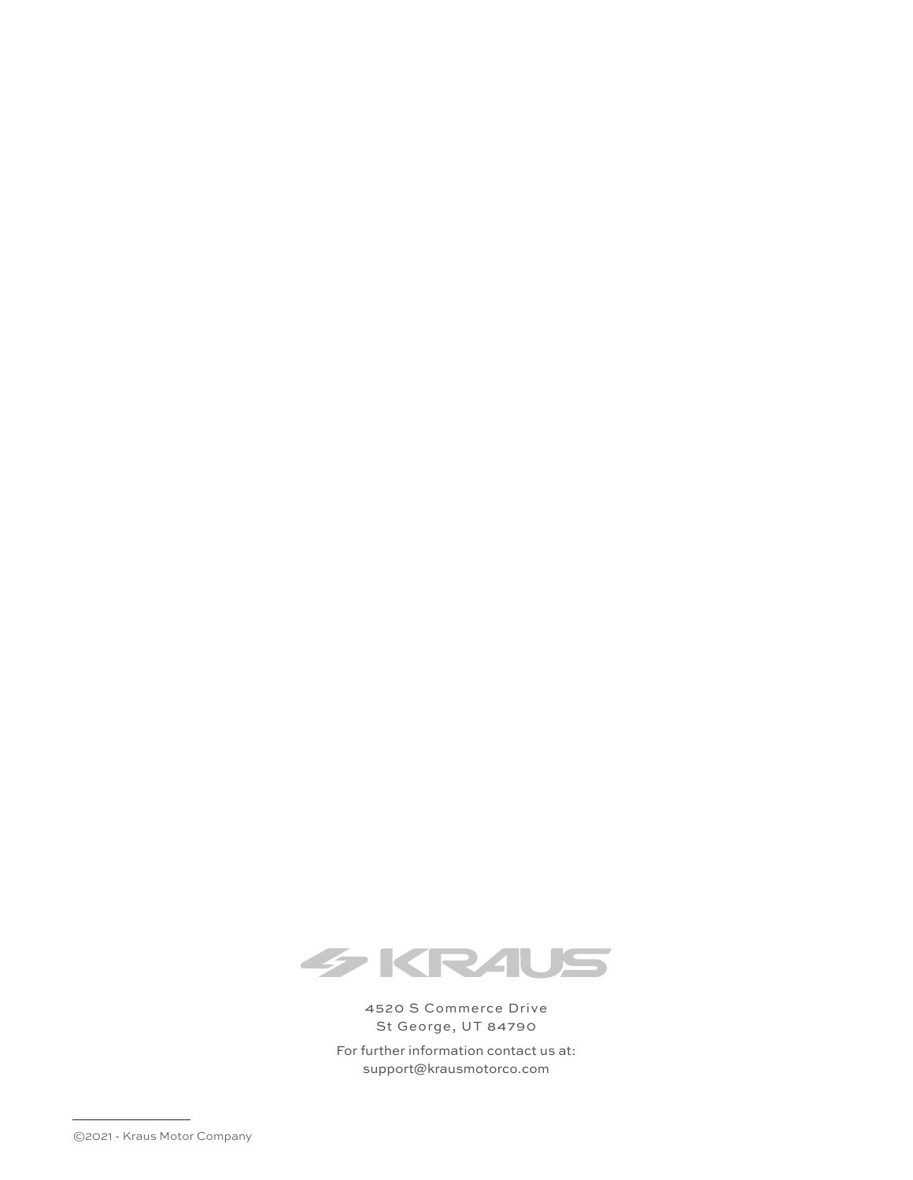KRAUS

4520 S Commerce Drive
St George, UT 84790

For further information contact us at:
support@krausmotorco.com

©2021 - Kraus Motor Company